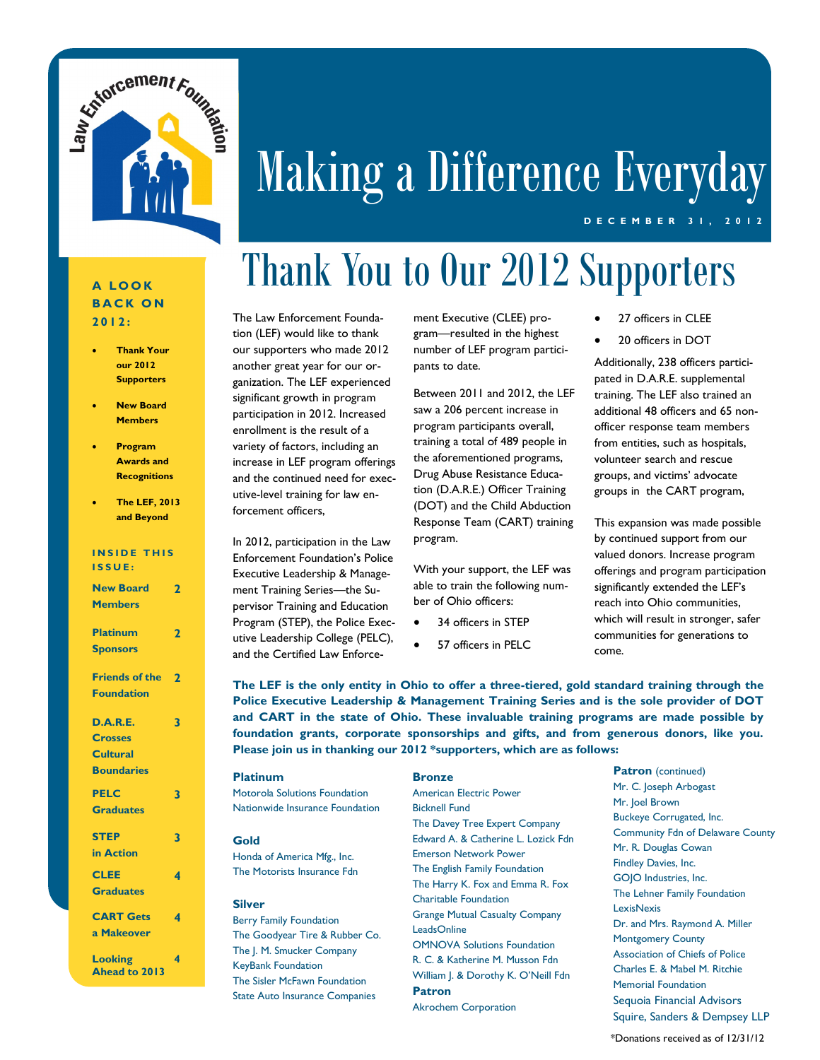# Making a Difference Everyday

DECEMBER 31, 2012

**A LOOK BACK ON 2012:**

- **Thank Your our 2012 Supporters**
- **New Board Members**
- **Program Awards and Recognitions**
- **The LEF, 2013 and Beyond**

**INSIDE THIS ISSUE:**

| | |
|---|---|
| New Board Members | 2 |
| Platinum Sponsors | 2 |
| Friends of the Foundation | 2 |
| D.A.R.E. Crosses Cultural Boundaries | 3 |
| PELC Graduates | 3 |
| STEP in Action | 3 |
| CLEE Graduates | 4 |
| CART Gets a Makeover | 4 |
| Looking Ahead to 2013 | 4 |

## Thank You to Our 2012 Supporters

The Law Enforcement Foundation (LEF) would like to thank our supporters who made 2012 another great year for our organization. The LEF experienced significant growth in program participation in 2012. Increased enrollment is the result of a variety of factors, including an increase in LEF program offerings and the continued need for executive-level training for law enforcement officers,

In 2012, participation in the Law Enforcement Foundation's Police Executive Leadership & Management Training Series—the Supervisor Training and Education Program (STEP), the Police Executive Leadership College (PELC), and the Certified Law Enforcement Executive (CLEE) program—resulted in the highest number of LEF program participants to date.

Between 2011 and 2012, the LEF saw a 206 percent increase in program participants overall, training a total of 489 people in the aforementioned programs, Drug Abuse Resistance Education (D.A.R.E.) Officer Training (DOT) and the Child Abduction Response Team (CART) training program.

With your support, the LEF was able to train the following number of Ohio officers:

- 34 officers in STEP
- 57 officers in PELC
- 27 officers in CLEE
- 20 officers in DOT

Additionally, 238 officers participated in D.A.R.E. supplemental training. The LEF also trained an additional 48 officers and 65 non-officer response team members from entities, such as hospitals, volunteer search and rescue groups, and victims' advocate groups in the CART program,

This expansion was made possible by continued support from our valued donors. Increase program offerings and program participation significantly extended the LEF's reach into Ohio communities, which will result in stronger, safer communities for generations to come.

**The LEF is the only entity in Ohio to offer a three-tiered, gold standard training through the Police Executive Leadership & Management Training Series and is the sole provider of DOT and CART in the state of Ohio. These invaluable training programs are made possible by foundation grants, corporate sponsorships and gifts, and from generous donors, like you. Please join us in thanking our 2012 *supporters, which are as follows:**

**Platinum**
Motorola Solutions Foundation
Nationwide Insurance Foundation

**Gold**
Honda of America Mfg., Inc.
The Motorists Insurance Fdn

**Silver**
Berry Family Foundation
The Goodyear Tire & Rubber Co.
The J. M. Smucker Company
KeyBank Foundation
The Sisler McFawn Foundation
State Auto Insurance Companies

**Bronze**
American Electric Power
Bicknell Fund
The Davey Tree Expert Company
Edward A. & Catherine L. Lozick Fdn
Emerson Network Power
The English Family Foundation
The Harry K. Fox and Emma R. Fox Charitable Foundation
Grange Mutual Casualty Company
LeadsOnline
OMNOVA Solutions Foundation
R. C. & Katherine M. Musson Fdn
William J. & Dorothy K. O'Neill Fdn

**Patron**
Akrochem Corporation

**Patron** (continued)
Mr. C. Joseph Arbogast
Mr. Joel Brown
Buckeye Corrugated, Inc.
Community Fdn of Delaware County
Mr. R. Douglas Cowan
Findley Davies, Inc.
GOJO Industries, Inc.
The Lehner Family Foundation
LexisNexis
Dr. and Mrs. Raymond A. Miller
Montgomery County Association of Chiefs of Police
Charles E. & Mabel M. Ritchie Memorial Foundation
Sequoia Financial Advisors
Squire, Sanders & Dempsey LLP

*Donations received as of 12/31/12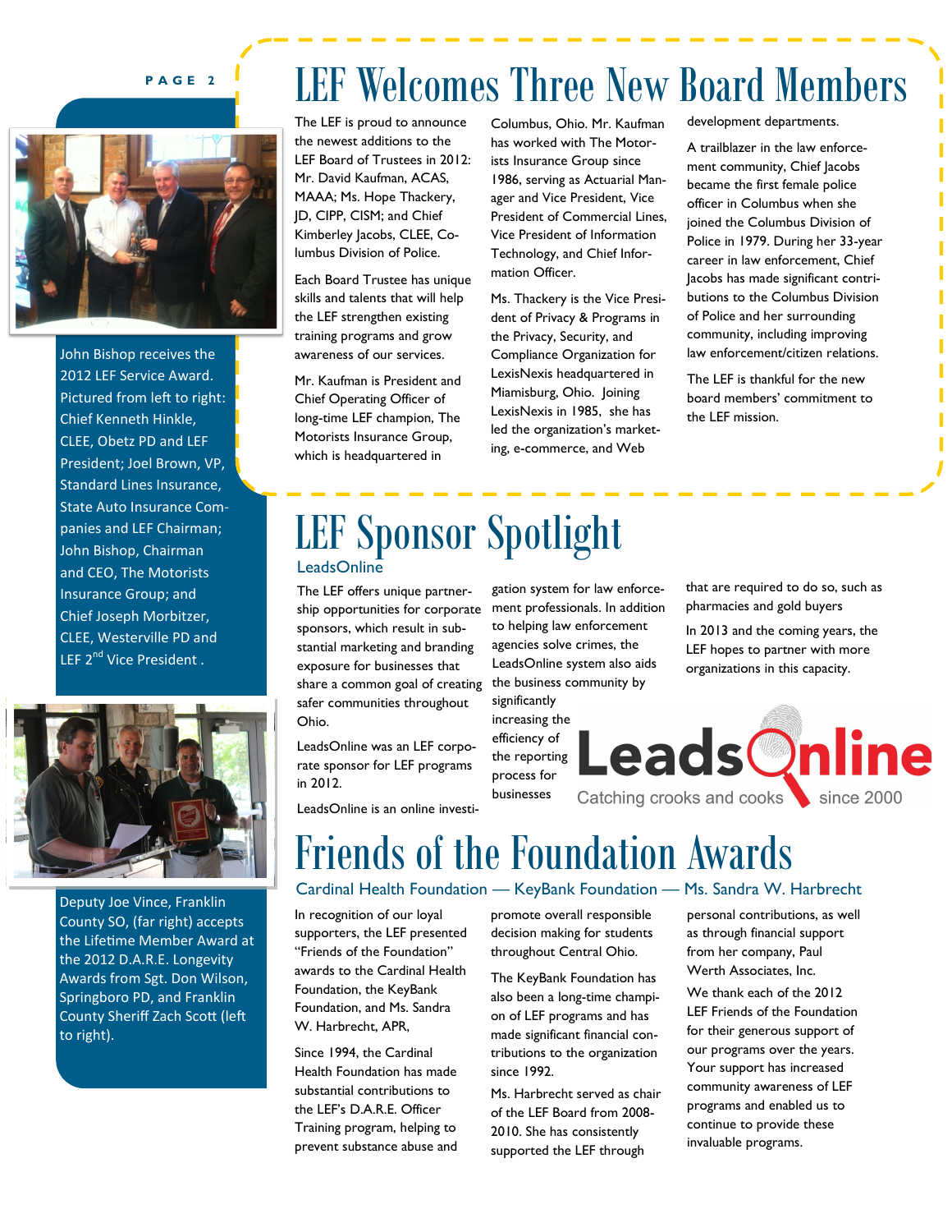# LEF Welcomes Three New Board Members

The LEF is proud to announce the newest additions to the LEF Board of Trustees in 2012: Mr. David Kaufman, ACAS, MAAA; Ms. Hope Thackery, JD, CIPP, CISM; and Chief Kimberley Jacobs, CLEE, Columbus Division of Police.

Each Board Trustee has unique skills and talents that will help the LEF strengthen existing training programs and grow awareness of our services.

Mr. Kaufman is President and Chief Operating Officer of long-time LEF champion, The Motorists Insurance Group, which is headquartered in Columbus, Ohio. Mr. Kaufman has worked with The Motorists Insurance Group since 1986, serving as Actuarial Manager and Vice President, Vice President of Commercial Lines, Vice President of Information Technology, and Chief Information Officer.

Ms. Thackery is the Vice President of Privacy & Programs in the Privacy, Security, and Compliance Organization for LexisNexis headquartered in Miamisburg, Ohio. Joining LexisNexis in 1985, she has led the organization's marketing, e-commerce, and Web development departments.

A trailblazer in the law enforcement community, Chief Jacobs became the first female police officer in Columbus when she joined the Columbus Division of Police in 1979. During her 33-year career in law enforcement, Chief Jacobs has made significant contributions to the Columbus Division of Police and her surrounding community, including improving law enforcement/citizen relations.

The LEF is thankful for the new board members' commitment to the LEF mission.

John Bishop receives the 2012 LEF Service Award. Pictured from left to right: Chief Kenneth Hinkle, CLEE, Obetz PD and LEF President; Joel Brown, VP, Standard Lines Insurance, State Auto Insurance Companies and LEF Chairman; John Bishop, Chairman and CEO, The Motorists Insurance Group; and Chief Joseph Morbitzer, CLEE, Westerville PD and LEF 2nd Vice President .

# LEF Sponsor Spotlight

## LeadsOnline

The LEF offers unique partnership opportunities for corporate sponsors, which result in substantial marketing and branding exposure for businesses that share a common goal of creating safer communities throughout Ohio.

LeadsOnline was an LEF corporate sponsor for LEF programs in 2012.

LeadsOnline is an online investigation system for law enforcement professionals. In addition to helping law enforcement agencies solve crimes, the LeadsOnline system also aids the business community by significantly increasing the efficiency of the reporting process for businesses that are required to do so, such as pharmacies and gold buyers

In 2013 and the coming years, the LEF hopes to partner with more organizations in this capacity.

LeadsOnline — Catching crooks and cooks — since 2000

Deputy Joe Vince, Franklin County SO, (far right) accepts the Lifetime Member Award at the 2012 D.A.R.E. Longevity Awards from Sgt. Don Wilson, Springboro PD, and Franklin County Sheriff Zach Scott (left to right).

# Friends of the Foundation Awards

## Cardinal Health Foundation — KeyBank Foundation — Ms. Sandra W. Harbrecht

In recognition of our loyal supporters, the LEF presented "Friends of the Foundation" awards to the Cardinal Health Foundation, the KeyBank Foundation, and Ms. Sandra W. Harbrecht, APR,

Since 1994, the Cardinal Health Foundation has made substantial contributions to the LEF's D.A.R.E. Officer Training program, helping to prevent substance abuse and promote overall responsible decision making for students throughout Central Ohio.

The KeyBank Foundation has also been a long-time champion of LEF programs and has made significant financial contributions to the organization since 1992.

Ms. Harbrecht served as chair of the LEF Board from 2008-2010. She has consistently supported the LEF through personal contributions, as well as through financial support from her company, Paul Werth Associates, Inc.

We thank each of the 2012 LEF Friends of the Foundation for their generous support of our programs over the years. Your support has increased community awareness of LEF programs and enabled us to continue to provide these invaluable programs.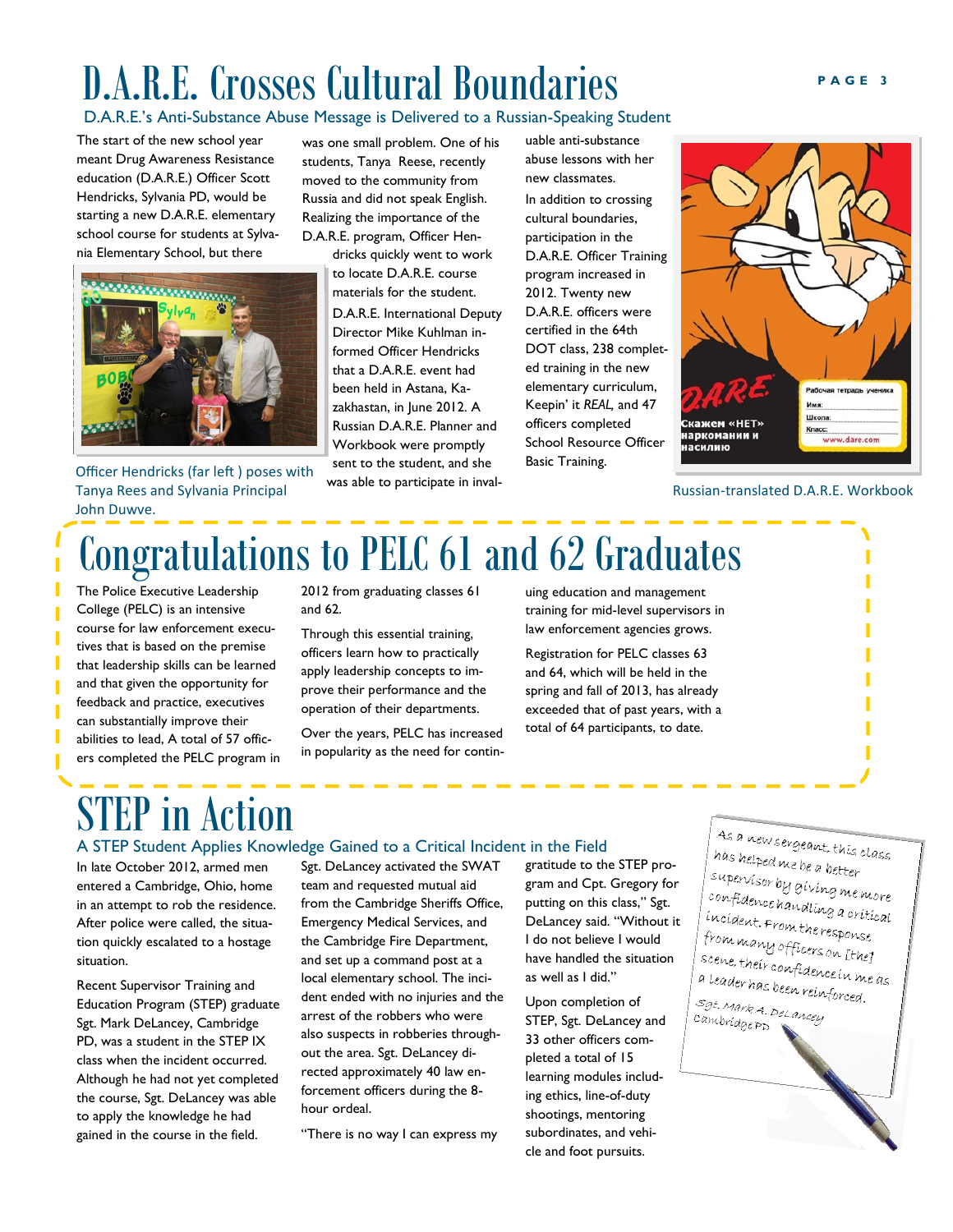# D.A.R.E. Crosses Cultural Boundaries

## D.A.R.E.'s Anti-Substance Abuse Message is Delivered to a Russian-Speaking Student

The start of the new school year meant Drug Awareness Resistance education (D.A.R.E.) Officer Scott Hendricks, Sylvania PD, would be starting a new D.A.R.E. elementary school course for students at Sylvania Elementary School, but there was one small problem. One of his students, Tanya Reese, recently moved to the community from Russia and did not speak English. Realizing the importance of the D.A.R.E. program, Officer Hendricks quickly went to work to locate D.A.R.E. course materials for the student.

D.A.R.E. International Deputy Director Mike Kuhlman informed Officer Hendricks that a D.A.R.E. event had been held in Astana, Kazakhastan, in June 2012. A Russian D.A.R.E. Planner and Workbook were promptly sent to the student, and she was able to participate in invaluable anti-substance abuse lessons with her new classmates.

In addition to crossing cultural boundaries, participation in the D.A.R.E. Officer Training program increased in 2012. Twenty new D.A.R.E. officers were certified in the 64th DOT class, 238 completed training in the new elementary curriculum, Keepin' it *REAL*, and 47 officers completed School Resource Officer Basic Training.

Officer Hendricks (far left ) poses with Tanya Rees and Sylvania Principal John Duwve.

Russian-translated D.A.R.E. Workbook

# Congratulations to PELC 61 and 62 Graduates

The Police Executive Leadership College (PELC) is an intensive course for law enforcement executives that is based on the premise that leadership skills can be learned and that given the opportunity for feedback and practice, executives can substantially improve their abilities to lead, A total of 57 officers completed the PELC program in 2012 from graduating classes 61 and 62.

Through this essential training, officers learn how to practically apply leadership concepts to improve their performance and the operation of their departments.

Over the years, PELC has increased in popularity as the need for continuing education and management training for mid-level supervisors in law enforcement agencies grows.

Registration for PELC classes 63 and 64, which will be held in the spring and fall of 2013, has already exceeded that of past years, with a total of 64 participants, to date.

# STEP in Action

## A STEP Student Applies Knowledge Gained to a Critical Incident in the Field

In late October 2012, armed men entered a Cambridge, Ohio, home in an attempt to rob the residence. After police were called, the situation quickly escalated to a hostage situation.

Recent Supervisor Training and Education Program (STEP) graduate Sgt. Mark DeLancey, Cambridge PD, was a student in the STEP IX class when the incident occurred. Although he had not yet completed the course, Sgt. DeLancey was able to apply the knowledge he had gained in the course in the field.

Sgt. DeLancey activated the SWAT team and requested mutual aid from the Cambridge Sheriffs Office, Emergency Medical Services, and the Cambridge Fire Department, and set up a command post at a local elementary school. The incident ended with no injuries and the arrest of the robbers who were also suspects in robberies throughout the area. Sgt. DeLancey directed approximately 40 law enforcement officers during the 8-hour ordeal.

"There is no way I can express my gratitude to the STEP program and Cpt. Gregory for putting on this class," Sgt. DeLancey said. "Without it I do not believe I would have handled the situation as well as I did."

Upon completion of STEP, Sgt. DeLancey and 33 other officers completed a total of 15 learning modules including ethics, line-of-duty shootings, mentoring subordinates, and vehicle and foot pursuits.

As a new sergeant, this class has helped me be a better supervisor by giving me more confidence handling a critical incident. From the response from many officers on [the] scene, their confidence in me as a leader has been reinforced.

Sgt. Mark A. DeLancey
Cambridge PD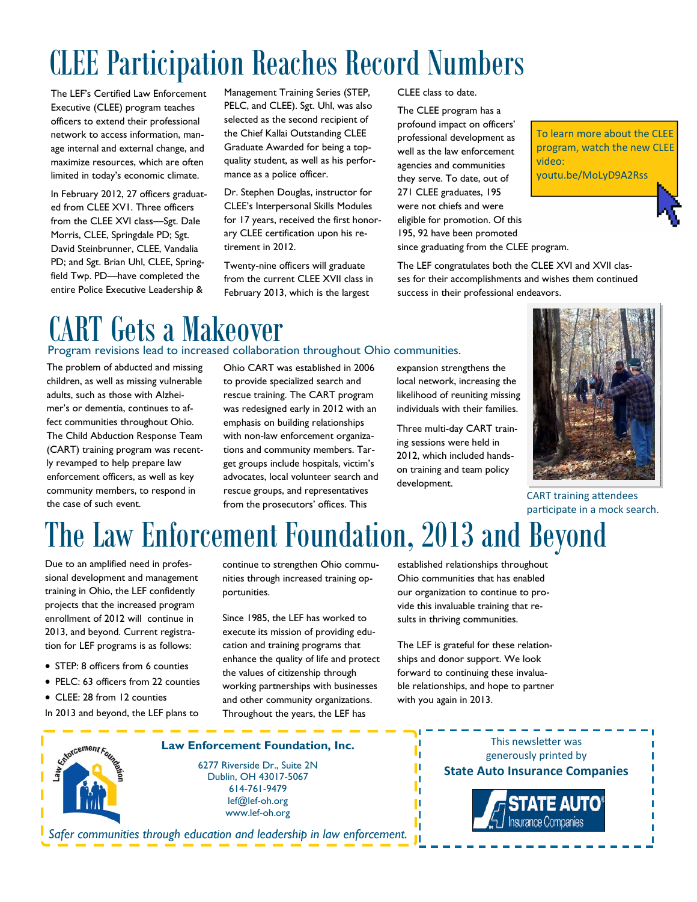# CLEE Participation Reaches Record Numbers

The LEF's Certified Law Enforcement Executive (CLEE) program teaches officers to extend their professional network to access information, manage internal and external change, and maximize resources, which are often limited in today's economic climate.

In February 2012, 27 officers graduated from CLEE XVI. Three officers from the CLEE XVI class—Sgt. Dale Morris, CLEE, Springdale PD; Sgt. David Steinbrunner, CLEE, Vandalia PD; and Sgt. Brian Uhl, CLEE, Springfield Twp. PD—have completed the entire Police Executive Leadership & Management Training Series (STEP, PELC, and CLEE). Sgt. Uhl, was also selected as the second recipient of the Chief Kallai Outstanding CLEE Graduate Awarded for being a top-quality student, as well as his performance as a police officer.

Dr. Stephen Douglas, instructor for CLEE's Interpersonal Skills Modules for 17 years, received the first honorary CLEE certification upon his retirement in 2012.

Twenty-nine officers will graduate from the current CLEE XVII class in February 2013, which is the largest CLEE class to date.

The CLEE program has a profound impact on officers' professional development as well as the law enforcement agencies and communities they serve. To date, out of 271 CLEE graduates, 195 were not chiefs and were eligible for promotion. Of this 195, 92 have been promoted since graduating from the CLEE program.

To learn more about the CLEE program, watch the new CLEE video: youtu.be/MoLyD9A2Rss

The LEF congratulates both the CLEE XVI and XVII classes for their accomplishments and wishes them continued success in their professional endeavors.

# CART Gets a Makeover

## Program revisions lead to increased collaboration throughout Ohio communities.

The problem of abducted and missing children, as well as missing vulnerable adults, such as those with Alzheimer's or dementia, continues to affect communities throughout Ohio. The Child Abduction Response Team (CART) training program was recently revamped to help prepare law enforcement officers, as well as key community members, to respond in the case of such event.

Ohio CART was established in 2006 to provide specialized search and rescue training. The CART program was redesigned early in 2012 with an emphasis on building relationships with non-law enforcement organizations and community members. Target groups include hospitals, victim's advocates, local volunteer search and rescue groups, and representatives from the prosecutors' offices. This expansion strengthens the local network, increasing the likelihood of reuniting missing individuals with their families.

Three multi-day CART training sessions were held in 2012, which included hands-on training and team policy development.

CART training attendees participate in a mock search.

# The Law Enforcement Foundation, 2013 and Beyond

Due to an amplified need in professional development and management training in Ohio, the LEF confidently projects that the increased program enrollment of 2012 will continue in 2013, and beyond. Current registration for LEF programs is as follows:

- STEP: 8 officers from 6 counties
- PELC: 63 officers from 22 counties
- CLEE: 28 from 12 counties

In 2013 and beyond, the LEF plans to continue to strengthen Ohio communities through increased training opportunities.

Since 1985, the LEF has worked to execute its mission of providing education and training programs that enhance the quality of life and protect the values of citizenship through working partnerships with businesses and other community organizations. Throughout the years, the LEF has established relationships throughout Ohio communities that has enabled our organization to continue to provide this invaluable training that results in thriving communities.

The LEF is grateful for these relationships and donor support. We look forward to continuing these invaluable relationships, and hope to partner with you again in 2013.

**Law Enforcement Foundation, Inc.**

6277 Riverside Dr., Suite 2N
Dublin, OH 43017-5067
614-761-9479
lef@lef-oh.org
www.lef-oh.org

*Safer communities through education and leadership in law enforcement.*

This newsletter was generously printed by
**State Auto Insurance Companies**